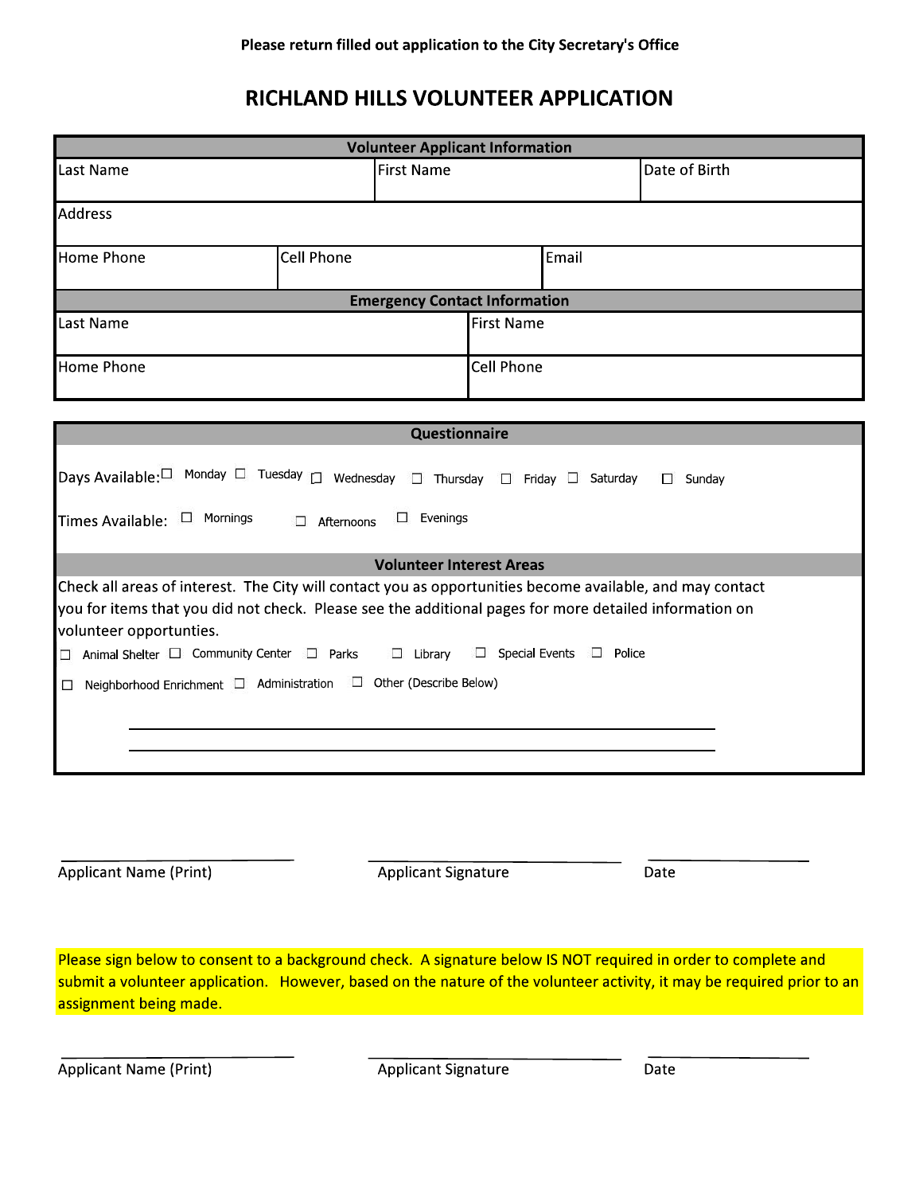Please return filled out application to the City Secretary's Office

# RICHLAND HILLS VOLUNTEER APPLICATION

| Volunteer Applicant Information | | |
|---|---|---|
| Last Name | First Name | Date of Birth |
| Address | | |
| Home Phone | Cell Phone | Email |

| Emergency Contact Information | |
|---|---|
| Last Name | First Name |
| Home Phone | Cell Phone |

## Questionnaire

Days Available: ☐ Monday ☐ Tuesday ☐ Wednesday ☐ Thursday ☐ Friday ☐ Saturday ☐ Sunday

Times Available: ☐ Mornings ☐ Afternoons ☐ Evenings

## Volunteer Interest Areas

Check all areas of interest. The City will contact you as opportunities become available, and may contact you for items that you did not check. Please see the additional pages for more detailed information on volunteer opportunities.

☐ Animal Shelter ☐ Community Center ☐ Parks ☐ Library ☐ Special Events ☐ Police

☐ Neighborhood Enrichment ☐ Administration ☐ Other (Describe Below)

_______________________________________________

_______________________________________________

_____________________ _____________________ _____________________

Applicant Name (Print) Applicant Signature Date

**Please sign below to consent to a background check. A signature below IS NOT required in order to complete and submit a volunteer application. However, based on the nature of the volunteer activity, it may be required prior to an assignment being made.**

_____________________ _____________________ _____________________

Applicant Name (Print) Applicant Signature Date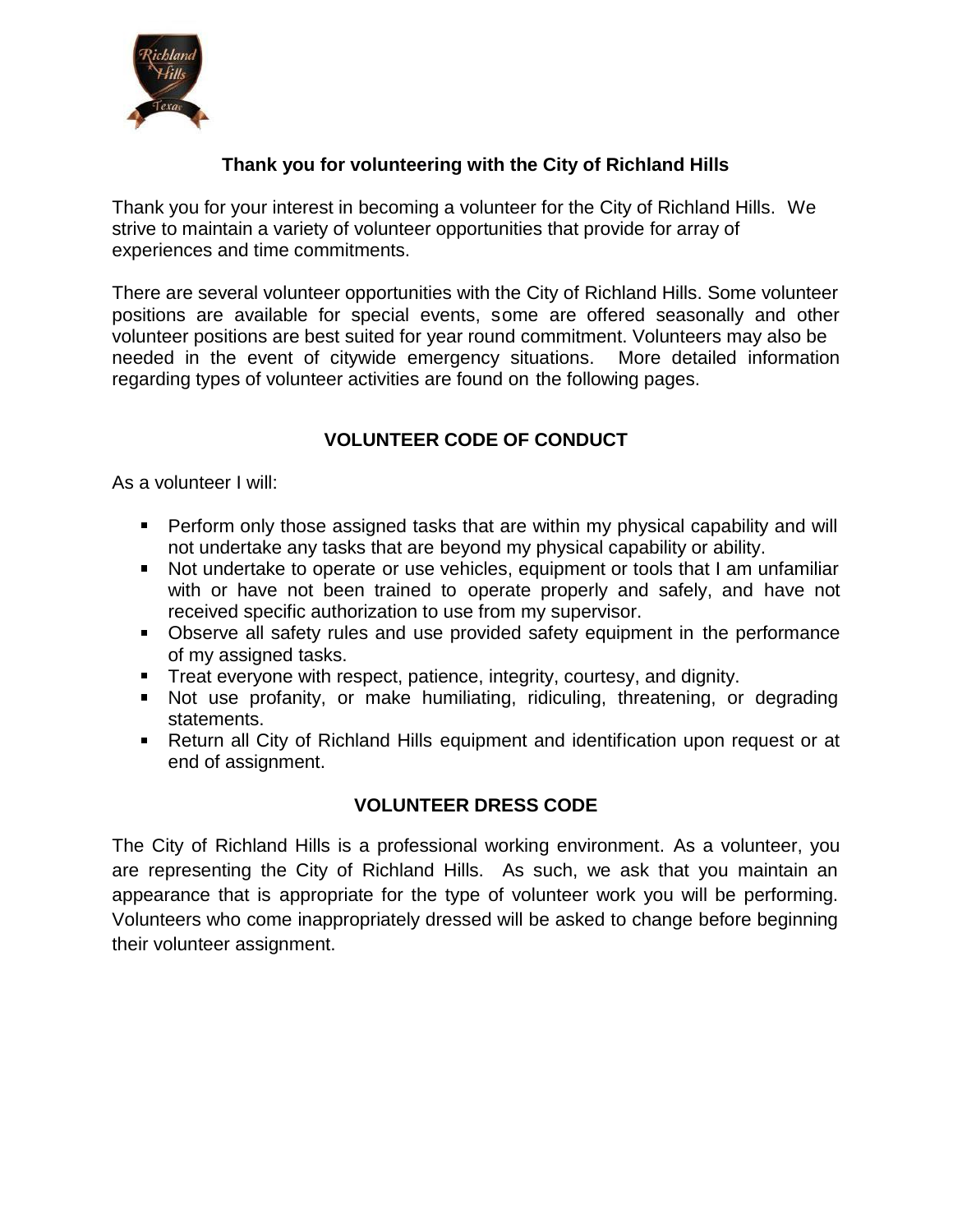## Thank you for volunteering with the City of Richland Hills

Thank you for your interest in becoming a volunteer for the City of Richland Hills. We strive to maintain a variety of volunteer opportunities that provide for array of experiences and time commitments.

There are several volunteer opportunities with the City of Richland Hills. Some volunteer positions are available for special events, some are offered seasonally and other volunteer positions are best suited for year round commitment. Volunteers may also be needed in the event of citywide emergency situations. More detailed information regarding types of volunteer activities are found on the following pages.

## VOLUNTEER CODE OF CONDUCT

As a volunteer I will:

- Perform only those assigned tasks that are within my physical capability and will not undertake any tasks that are beyond my physical capability or ability.
- Not undertake to operate or use vehicles, equipment or tools that I am unfamiliar with or have not been trained to operate properly and safely, and have not received specific authorization to use from my supervisor.
- Observe all safety rules and use provided safety equipment in the performance of my assigned tasks.
- Treat everyone with respect, patience, integrity, courtesy, and dignity.
- Not use profanity, or make humiliating, ridiculing, threatening, or degrading statements.
- Return all City of Richland Hills equipment and identification upon request or at end of assignment.

## VOLUNTEER DRESS CODE

The City of Richland Hills is a professional working environment. As a volunteer, you are representing the City of Richland Hills. As such, we ask that you maintain an appearance that is appropriate for the type of volunteer work you will be performing. Volunteers who come inappropriately dressed will be asked to change before beginning their volunteer assignment.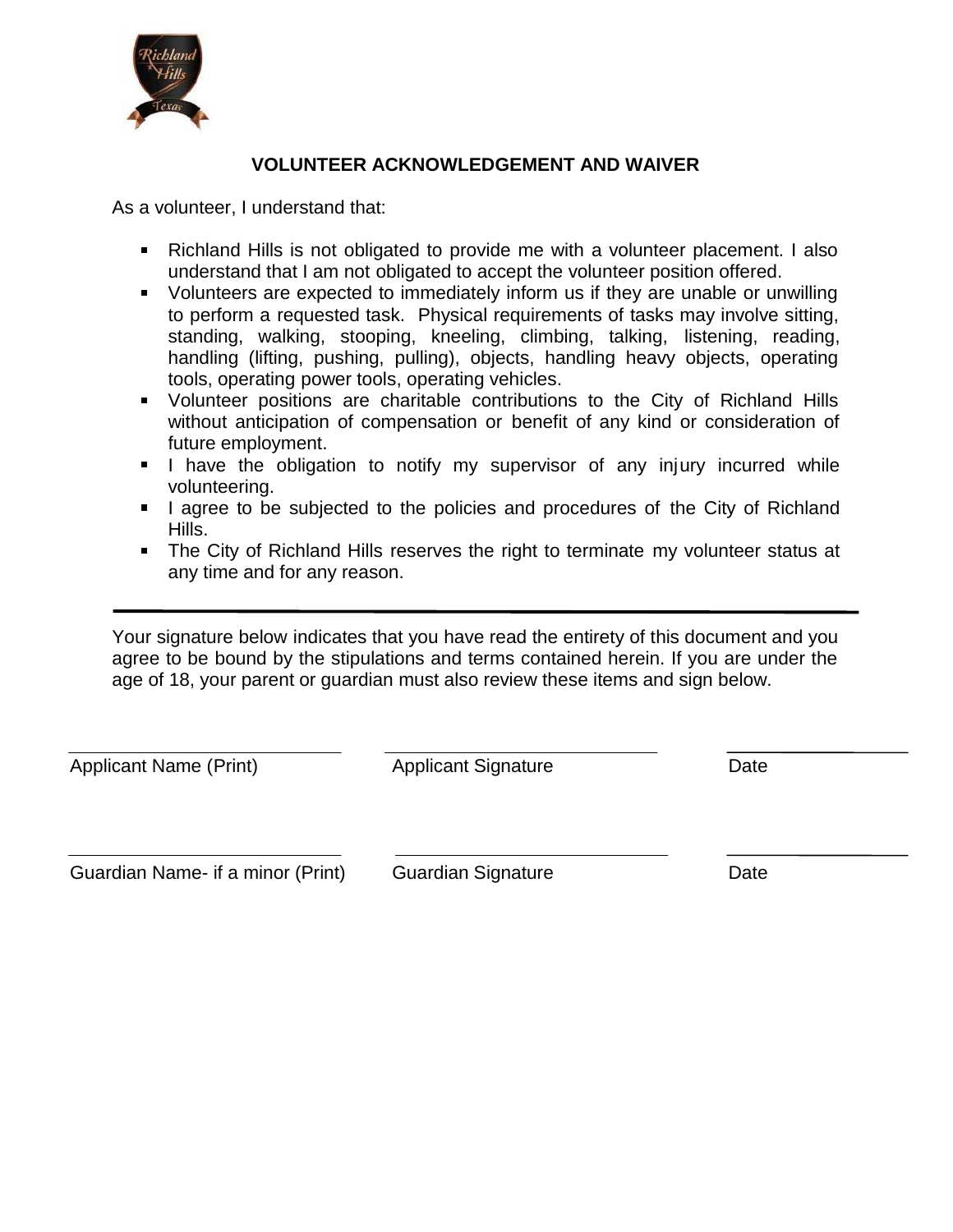## VOLUNTEER ACKNOWLEDGEMENT AND WAIVER

As a volunteer, I understand that:

- Richland Hills is not obligated to provide me with a volunteer placement. I also understand that I am not obligated to accept the volunteer position offered.
- Volunteers are expected to immediately inform us if they are unable or unwilling to perform a requested task. Physical requirements of tasks may involve sitting, standing, walking, stooping, kneeling, climbing, talking, listening, reading, handling (lifting, pushing, pulling), objects, handling heavy objects, operating tools, operating power tools, operating vehicles.
- Volunteer positions are charitable contributions to the City of Richland Hills without anticipation of compensation or benefit of any kind or consideration of future employment.
- I have the obligation to notify my supervisor of any injury incurred while volunteering.
- I agree to be subjected to the policies and procedures of the City of Richland Hills.
- The City of Richland Hills reserves the right to terminate my volunteer status at any time and for any reason.

---

Your signature below indicates that you have read the entirety of this document and you agree to be bound by the stipulations and terms contained herein. If you are under the age of 18, your parent or guardian must also review these items and sign below.

| ______________________ | ______________________ | ______________ |
|---|---|---|
| Applicant Name (Print) | Applicant Signature | Date |
| ______________________ | ______________________ | ______________ |
| Guardian Name- if a minor (Print) | Guardian Signature | Date |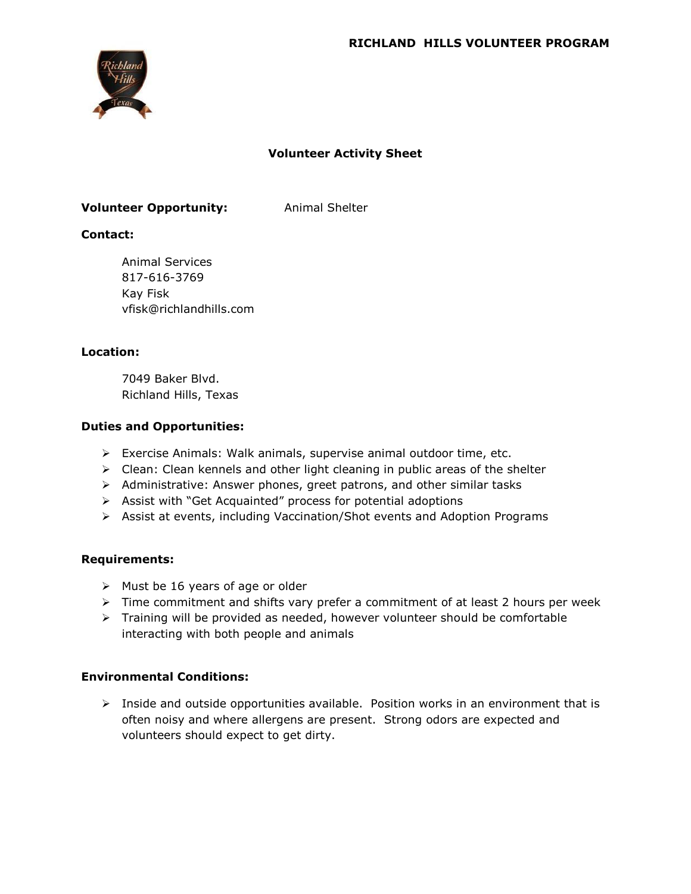**RICHLAND HILLS VOLUNTEER PROGRAM**

## Volunteer Activity Sheet

**Volunteer Opportunity:** Animal Shelter

**Contact:**

Animal Services
817-616-3769
Kay Fisk
vfisk@richlandhills.com

**Location:**

7049 Baker Blvd.
Richland Hills, Texas

**Duties and Opportunities:**

- Exercise Animals: Walk animals, supervise animal outdoor time, etc.
- Clean: Clean kennels and other light cleaning in public areas of the shelter
- Administrative: Answer phones, greet patrons, and other similar tasks
- Assist with "Get Acquainted" process for potential adoptions
- Assist at events, including Vaccination/Shot events and Adoption Programs

**Requirements:**

- Must be 16 years of age or older
- Time commitment and shifts vary prefer a commitment of at least 2 hours per week
- Training will be provided as needed, however volunteer should be comfortable interacting with both people and animals

**Environmental Conditions:**

- Inside and outside opportunities available. Position works in an environment that is often noisy and where allergens are present. Strong odors are expected and volunteers should expect to get dirty.